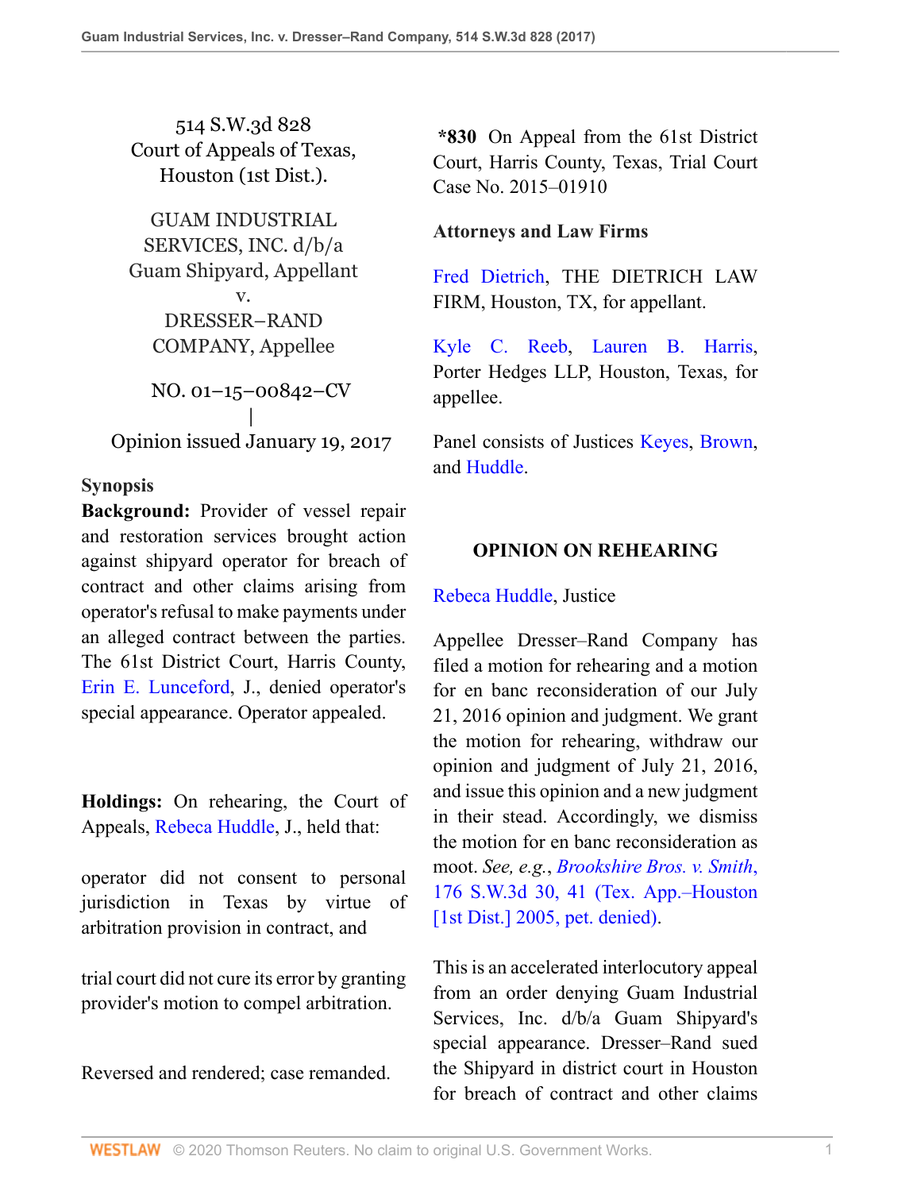514 S.W.3d 828
Court of Appeals of Texas,
Houston (1st Dist.).

GUAM INDUSTRIAL SERVICES, INC. d/b/a Guam Shipyard, Appellant
v.
DRESSER–RAND COMPANY, Appellee

NO. 01–15–00842–CV
|
Opinion issued January 19, 2017

## Synopsis

**Background:** Provider of vessel repair and restoration services brought action against shipyard operator for breach of contract and other claims arising from operator's refusal to make payments under an alleged contract between the parties. The 61st District Court, Harris County, Erin E. Lunceford, J., denied operator's special appearance. Operator appealed.

**Holdings:** On rehearing, the Court of Appeals, Rebeca Huddle, J., held that:

operator did not consent to personal jurisdiction in Texas by virtue of arbitration provision in contract, and

trial court did not cure its error by granting provider's motion to compel arbitration.

Reversed and rendered; case remanded.

**\*830** On Appeal from the 61st District Court, Harris County, Texas, Trial Court Case No. 2015–01910

### Attorneys and Law Firms

Fred Dietrich, THE DIETRICH LAW FIRM, Houston, TX, for appellant.

Kyle C. Reeb, Lauren B. Harris, Porter Hedges LLP, Houston, Texas, for appellee.

Panel consists of Justices Keyes, Brown, and Huddle.

## OPINION ON REHEARING

Rebeca Huddle, Justice

Appellee Dresser–Rand Company has filed a motion for rehearing and a motion for en banc reconsideration of our July 21, 2016 opinion and judgment. We grant the motion for rehearing, withdraw our opinion and judgment of July 21, 2016, and issue this opinion and a new judgment in their stead. Accordingly, we dismiss the motion for en banc reconsideration as moot. *See, e.g.*, *Brookshire Bros. v. Smith*, 176 S.W.3d 30, 41 (Tex. App.–Houston [1st Dist.] 2005, pet. denied).

This is an accelerated interlocutory appeal from an order denying Guam Industrial Services, Inc. d/b/a Guam Shipyard's special appearance. Dresser–Rand sued the Shipyard in district court in Houston for breach of contract and other claims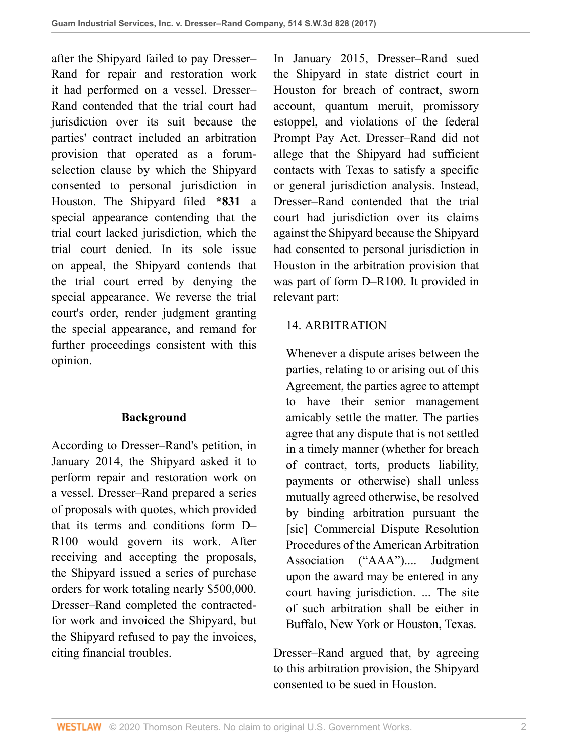after the Shipyard failed to pay Dresser–Rand for repair and restoration work it had performed on a vessel. Dresser–Rand contended that the trial court had jurisdiction over its suit because the parties' contract included an arbitration provision that operated as a forum-selection clause by which the Shipyard consented to personal jurisdiction in Houston. The Shipyard filed **\*831** a special appearance contending that the trial court lacked jurisdiction, which the trial court denied. In its sole issue on appeal, the Shipyard contends that the trial court erred by denying the special appearance. We reverse the trial court's order, render judgment granting the special appearance, and remand for further proceedings consistent with this opinion.

## Background

According to Dresser–Rand's petition, in January 2014, the Shipyard asked it to perform repair and restoration work on a vessel. Dresser–Rand prepared a series of proposals with quotes, which provided that its terms and conditions form D–R100 would govern its work. After receiving and accepting the proposals, the Shipyard issued a series of purchase orders for work totaling nearly $500,000. Dresser–Rand completed the contracted-for work and invoiced the Shipyard, but the Shipyard refused to pay the invoices, citing financial troubles.

In January 2015, Dresser–Rand sued the Shipyard in state district court in Houston for breach of contract, sworn account, quantum meruit, promissory estoppel, and violations of the federal Prompt Pay Act. Dresser–Rand did not allege that the Shipyard had sufficient contacts with Texas to satisfy a specific or general jurisdiction analysis. Instead, Dresser–Rand contended that the trial court had jurisdiction over its claims against the Shipyard because the Shipyard had consented to personal jurisdiction in Houston in the arbitration provision that was part of form D–R100. It provided in relevant part:

> 14. ARBITRATION
>
> Whenever a dispute arises between the parties, relating to or arising out of this Agreement, the parties agree to attempt to have their senior management amicably settle the matter. The parties agree that any dispute that is not settled in a timely manner (whether for breach of contract, torts, products liability, payments or otherwise) shall unless mutually agreed otherwise, be resolved by binding arbitration pursuant the [sic] Commercial Dispute Resolution Procedures of the American Arbitration Association ("AAA").... Judgment upon the award may be entered in any court having jurisdiction. ... The site of such arbitration shall be either in Buffalo, New York or Houston, Texas.

Dresser–Rand argued that, by agreeing to this arbitration provision, the Shipyard consented to be sued in Houston.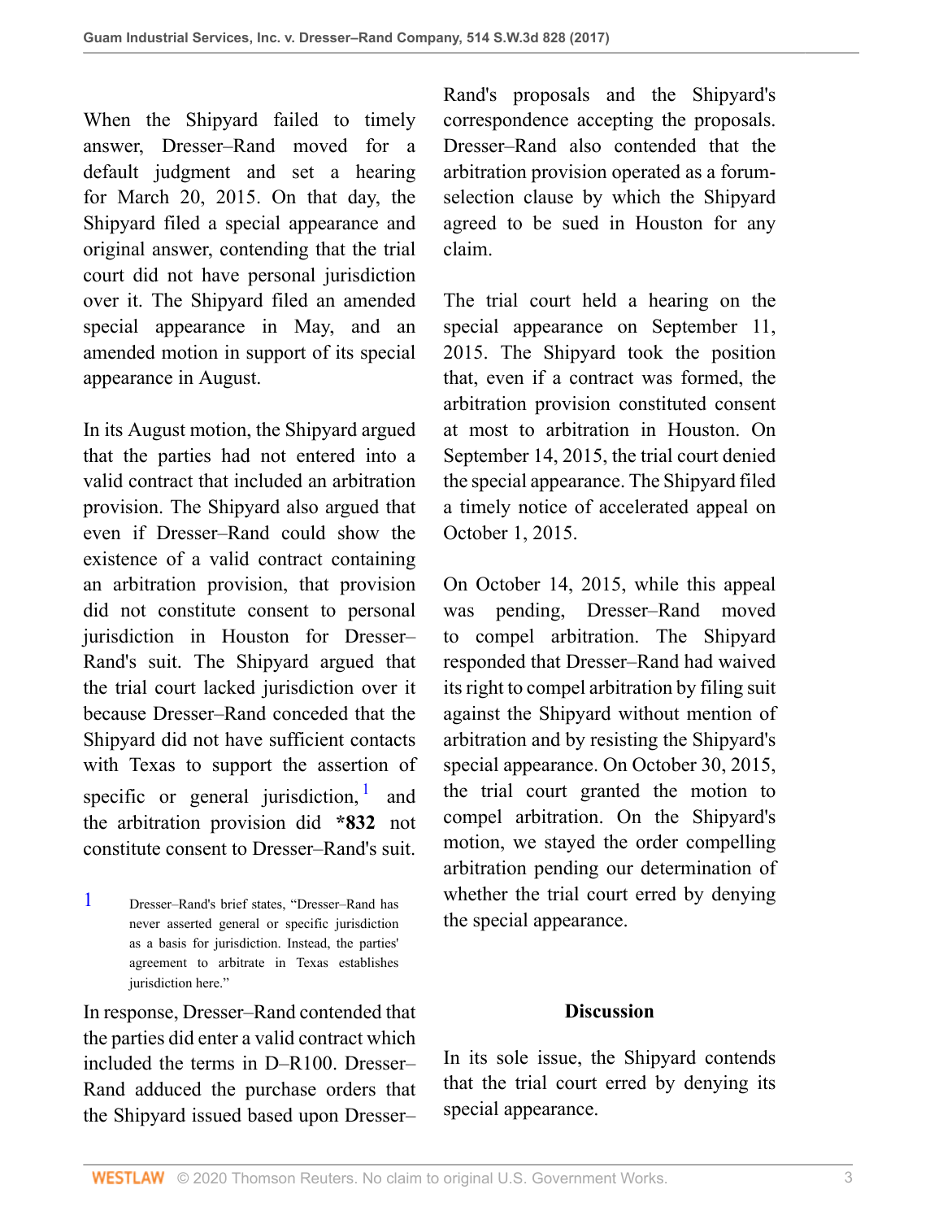When the Shipyard failed to timely answer, Dresser–Rand moved for a default judgment and set a hearing for March 20, 2015. On that day, the Shipyard filed a special appearance and original answer, contending that the trial court did not have personal jurisdiction over it. The Shipyard filed an amended special appearance in May, and an amended motion in support of its special appearance in August.

In its August motion, the Shipyard argued that the parties had not entered into a valid contract that included an arbitration provision. The Shipyard also argued that even if Dresser–Rand could show the existence of a valid contract containing an arbitration provision, that provision did not constitute consent to personal jurisdiction in Houston for Dresser–Rand's suit. The Shipyard argued that the trial court lacked jurisdiction over it because Dresser–Rand conceded that the Shipyard did not have sufficient contacts with Texas to support the assertion of specific or general jurisdiction,[1] and the arbitration provision did **\*832** not constitute consent to Dresser–Rand's suit.

[1] Dresser–Rand's brief states, "Dresser–Rand has never asserted general or specific jurisdiction as a basis for jurisdiction. Instead, the parties' agreement to arbitrate in Texas establishes jurisdiction here."

In response, Dresser–Rand contended that the parties did enter a valid contract which included the terms in D–R100. Dresser–Rand adduced the purchase orders that the Shipyard issued based upon Dresser–Rand's proposals and the Shipyard's correspondence accepting the proposals. Dresser–Rand also contended that the arbitration provision operated as a forum-selection clause by which the Shipyard agreed to be sued in Houston for any claim.

The trial court held a hearing on the special appearance on September 11, 2015. The Shipyard took the position that, even if a contract was formed, the arbitration provision constituted consent at most to arbitration in Houston. On September 14, 2015, the trial court denied the special appearance. The Shipyard filed a timely notice of accelerated appeal on October 1, 2015.

On October 14, 2015, while this appeal was pending, Dresser–Rand moved to compel arbitration. The Shipyard responded that Dresser–Rand had waived its right to compel arbitration by filing suit against the Shipyard without mention of arbitration and by resisting the Shipyard's special appearance. On October 30, 2015, the trial court granted the motion to compel arbitration. On the Shipyard's motion, we stayed the order compelling arbitration pending our determination of whether the trial court erred by denying the special appearance.

## Discussion

In its sole issue, the Shipyard contends that the trial court erred by denying its special appearance.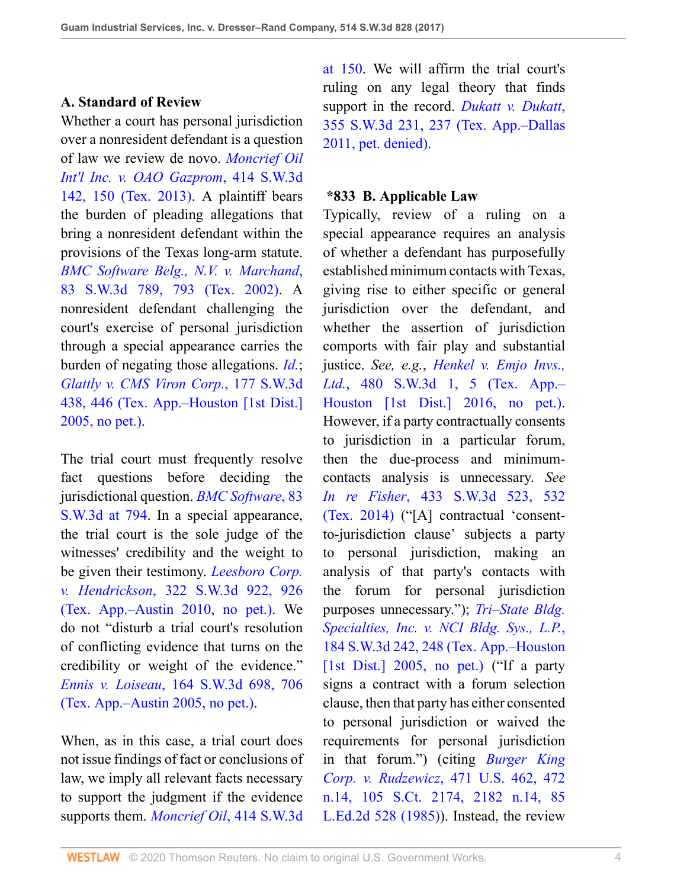### A. Standard of Review

Whether a court has personal jurisdiction over a nonresident defendant is a question of law we review de novo. *Moncrief Oil Int'l Inc. v. OAO Gazprom*, 414 S.W.3d 142, 150 (Tex. 2013). A plaintiff bears the burden of pleading allegations that bring a nonresident defendant within the provisions of the Texas long-arm statute. *BMC Software Belg., N.V. v. Marchand*, 83 S.W.3d 789, 793 (Tex. 2002). A nonresident defendant challenging the court's exercise of personal jurisdiction through a special appearance carries the burden of negating those allegations. *Id.*; *Glattly v. CMS Viron Corp.*, 177 S.W.3d 438, 446 (Tex. App.–Houston [1st Dist.] 2005, no pet.).

The trial court must frequently resolve fact questions before deciding the jurisdictional question. *BMC Software*, 83 S.W.3d at 794. In a special appearance, the trial court is the sole judge of the witnesses' credibility and the weight to be given their testimony. *Leesboro Corp. v. Hendrickson*, 322 S.W.3d 922, 926 (Tex. App.–Austin 2010, no pet.). We do not "disturb a trial court's resolution of conflicting evidence that turns on the credibility or weight of the evidence." *Ennis v. Loiseau*, 164 S.W.3d 698, 706 (Tex. App.–Austin 2005, no pet.).

When, as in this case, a trial court does not issue findings of fact or conclusions of law, we imply all relevant facts necessary to support the judgment if the evidence supports them. *Moncrief Oil*, 414 S.W.3d at 150. We will affirm the trial court's ruling on any legal theory that finds support in the record. *Dukatt v. Dukatt*, 355 S.W.3d 231, 237 (Tex. App.–Dallas 2011, pet. denied).

### *833 B. Applicable Law

Typically, review of a ruling on a special appearance requires an analysis of whether a defendant has purposefully established minimum contacts with Texas, giving rise to either specific or general jurisdiction over the defendant, and whether the assertion of jurisdiction comports with fair play and substantial justice. *See, e.g.*, *Henkel v. Emjo Invs., Ltd.*, 480 S.W.3d 1, 5 (Tex. App.–Houston [1st Dist.] 2016, no pet.). However, if a party contractually consents to jurisdiction in a particular forum, then the due-process and minimum-contacts analysis is unnecessary. *See In re Fisher*, 433 S.W.3d 523, 532 (Tex. 2014) ("[A] contractual 'consent-to-jurisdiction clause' subjects a party to personal jurisdiction, making an analysis of that party's contacts with the forum for personal jurisdiction purposes unnecessary."); *Tri–State Bldg. Specialties, Inc. v. NCI Bldg. Sys., L.P.*, 184 S.W.3d 242, 248 (Tex. App.–Houston [1st Dist.] 2005, no pet.) ("If a party signs a contract with a forum selection clause, then that party has either consented to personal jurisdiction or waived the requirements for personal jurisdiction in that forum.") (citing *Burger King Corp. v. Rudzewicz*, 471 U.S. 462, 472 n.14, 105 S.Ct. 2174, 2182 n.14, 85 L.Ed.2d 528 (1985)). Instead, the review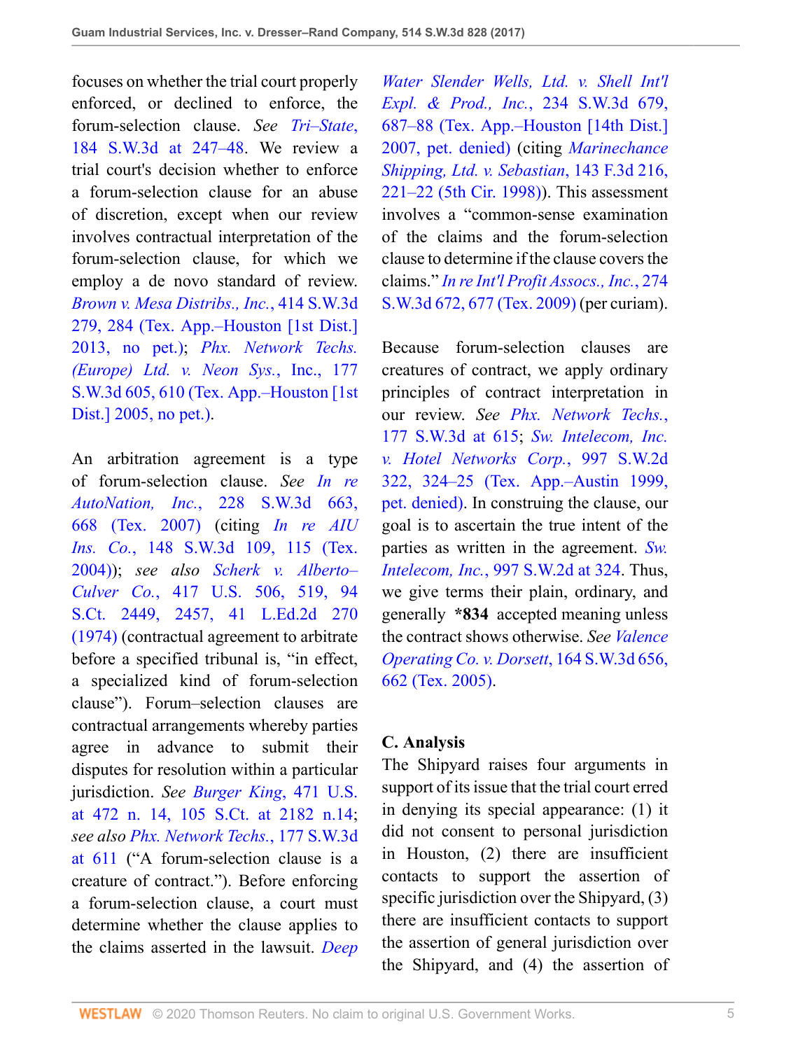focuses on whether the trial court properly enforced, or declined to enforce, the forum-selection clause. *See Tri–State,* 184 S.W.3d at 247–48. We review a trial court's decision whether to enforce a forum-selection clause for an abuse of discretion, except when our review involves contractual interpretation of the forum-selection clause, for which we employ a de novo standard of review. *Brown v. Mesa Distribs., Inc.*, 414 S.W.3d 279, 284 (Tex. App.–Houston [1st Dist.] 2013, no pet.); *Phx. Network Techs. (Europe) Ltd. v. Neon Sys.*, Inc., 177 S.W.3d 605, 610 (Tex. App.–Houston [1st Dist.] 2005, no pet.).

An arbitration agreement is a type of forum-selection clause. *See In re AutoNation, Inc.*, 228 S.W.3d 663, 668 (Tex. 2007) (citing *In re AIU Ins. Co.*, 148 S.W.3d 109, 115 (Tex. 2004)); *see also Scherk v. Alberto–Culver Co.*, 417 U.S. 506, 519, 94 S.Ct. 2449, 2457, 41 L.Ed.2d 270 (1974) (contractual agreement to arbitrate before a specified tribunal is, "in effect, a specialized kind of forum-selection clause"). Forum–selection clauses are contractual arrangements whereby parties agree in advance to submit their disputes for resolution within a particular jurisdiction. *See Burger King*, 471 U.S. at 472 n. 14, 105 S.Ct. at 2182 n.14; *see also Phx. Network Techs.*, 177 S.W.3d at 611 ("A forum-selection clause is a creature of contract."). Before enforcing a forum-selection clause, a court must determine whether the clause applies to the claims asserted in the lawsuit. *Deep Water Slender Wells, Ltd. v. Shell Int'l Expl. & Prod., Inc.*, 234 S.W.3d 679, 687–88 (Tex. App.–Houston [14th Dist.] 2007, pet. denied) (citing *Marinechance Shipping, Ltd. v. Sebastian*, 143 F.3d 216, 221–22 (5th Cir. 1998)). This assessment involves a "common-sense examination of the claims and the forum-selection clause to determine if the clause covers the claims." *In re Int'l Profit Assocs., Inc.*, 274 S.W.3d 672, 677 (Tex. 2009) (per curiam).

Because forum-selection clauses are creatures of contract, we apply ordinary principles of contract interpretation in our review. *See Phx. Network Techs.*, 177 S.W.3d at 615; *Sw. Intelecom, Inc. v. Hotel Networks Corp.*, 997 S.W.2d 322, 324–25 (Tex. App.–Austin 1999, pet. denied). In construing the clause, our goal is to ascertain the true intent of the parties as written in the agreement. *Sw. Intelecom, Inc.*, 997 S.W.2d at 324. Thus, we give terms their plain, ordinary, and generally **\*834** accepted meaning unless the contract shows otherwise. *See Valence Operating Co. v. Dorsett*, 164 S.W.3d 656, 662 (Tex. 2005).

### C. Analysis

The Shipyard raises four arguments in support of its issue that the trial court erred in denying its special appearance: (1) it did not consent to personal jurisdiction in Houston, (2) there are insufficient contacts to support the assertion of specific jurisdiction over the Shipyard, (3) there are insufficient contacts to support the assertion of general jurisdiction over the Shipyard, and (4) the assertion of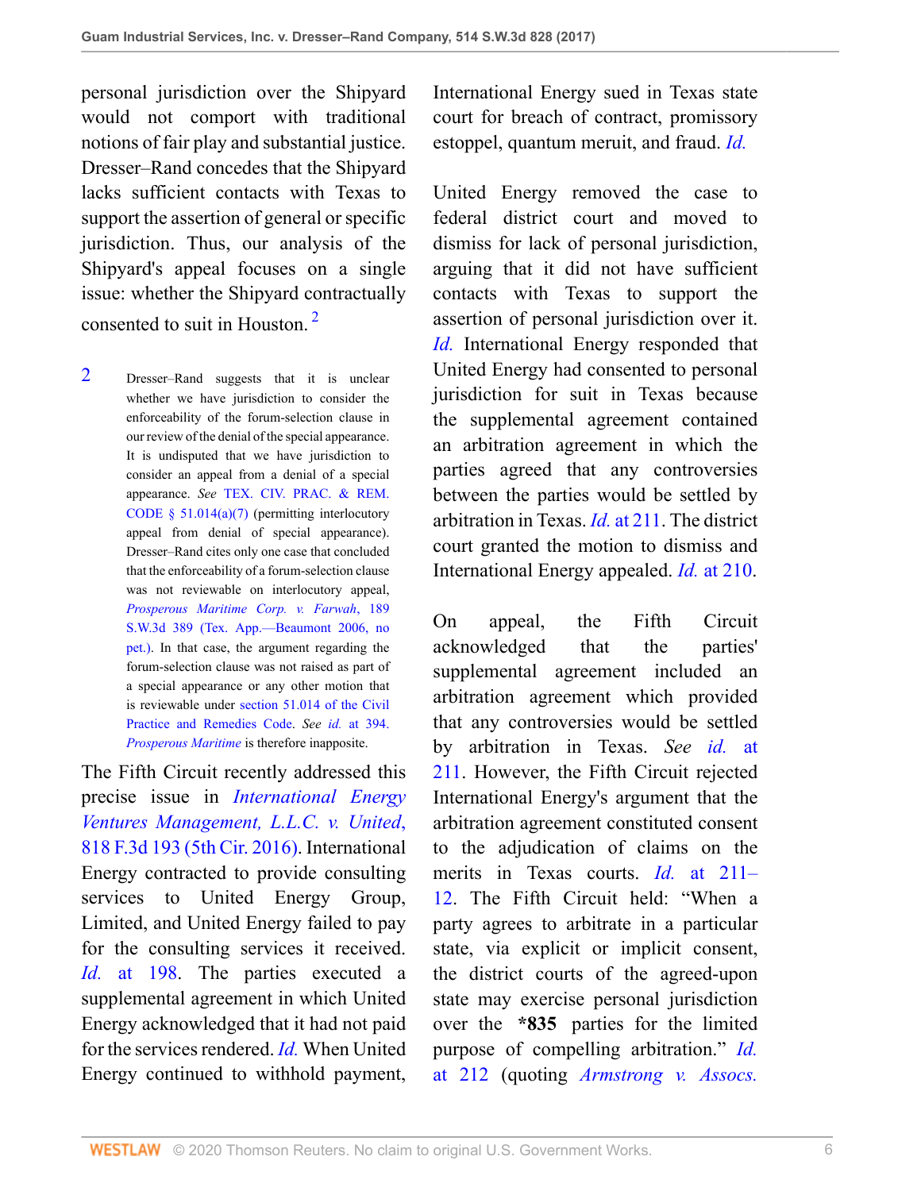personal jurisdiction over the Shipyard would not comport with traditional notions of fair play and substantial justice. Dresser–Rand concedes that the Shipyard lacks sufficient contacts with Texas to support the assertion of general or specific jurisdiction. Thus, our analysis of the Shipyard's appeal focuses on a single issue: whether the Shipyard contractually consented to suit in Houston. [2]

The Fifth Circuit recently addressed this precise issue in *International Energy Ventures Management, L.L.C. v. United*, 818 F.3d 193 (5th Cir. 2016). International Energy contracted to provide consulting services to United Energy Group, Limited, and United Energy failed to pay for the consulting services it received. *Id.* at 198. The parties executed a supplemental agreement in which United Energy acknowledged that it had not paid for the services rendered. *Id.* When United Energy continued to withhold payment, International Energy sued in Texas state court for breach of contract, promissory estoppel, quantum meruit, and fraud. *Id.*

United Energy removed the case to federal district court and moved to dismiss for lack of personal jurisdiction, arguing that it did not have sufficient contacts with Texas to support the assertion of personal jurisdiction over it. *Id.* International Energy responded that United Energy had consented to personal jurisdiction for suit in Texas because the supplemental agreement contained an arbitration agreement in which the parties agreed that any controversies between the parties would be settled by arbitration in Texas. *Id.* at 211. The district court granted the motion to dismiss and International Energy appealed. *Id.* at 210.

On appeal, the Fifth Circuit acknowledged that the parties' supplemental agreement included an arbitration agreement which provided that any controversies would be settled by arbitration in Texas. *See id.* at 211. However, the Fifth Circuit rejected International Energy's argument that the arbitration agreement constituted consent to the adjudication of claims on the merits in Texas courts. *Id.* at 211–12. The Fifth Circuit held: "When a party agrees to arbitrate in a particular state, via explicit or implicit consent, the district courts of the agreed-upon state may exercise personal jurisdiction over the **\*835** parties for the limited purpose of compelling arbitration." *Id.* at 212 (quoting *Armstrong v. Assocs.*

---

2 Dresser–Rand suggests that it is unclear whether we have jurisdiction to consider the enforceability of the forum-selection clause in our review of the denial of the special appearance. It is undisputed that we have jurisdiction to consider an appeal from a denial of a special appearance. *See* TEX. CIV. PRAC. & REM. CODE § 51.014(a)(7) (permitting interlocutory appeal from denial of special appearance). Dresser–Rand cites only one case that concluded that the enforceability of a forum-selection clause was not reviewable on interlocutory appeal, *Prosperous Maritime Corp. v. Farwah*, 189 S.W.3d 389 (Tex. App.—Beaumont 2006, no pet.). In that case, the argument regarding the forum-selection clause was not raised as part of a special appearance or any other motion that is reviewable under section 51.014 of the Civil Practice and Remedies Code. *See id.* at 394. *Prosperous Maritime* is therefore inapposite.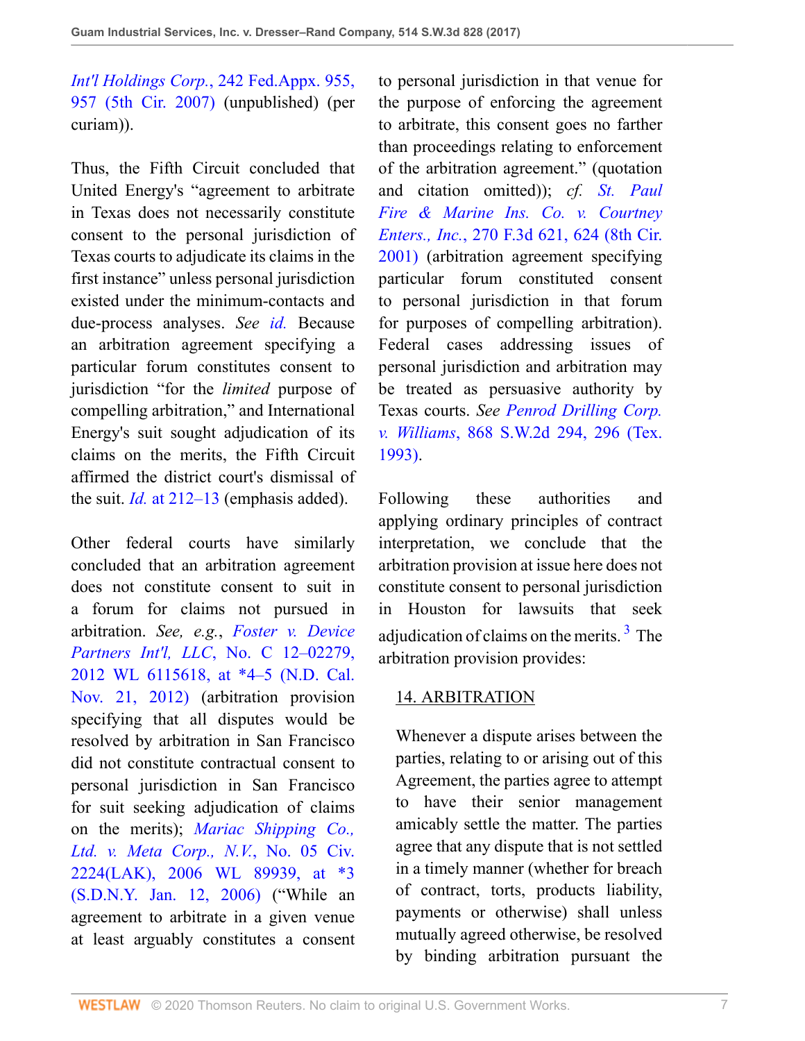*Int'l Holdings Corp.*, 242 Fed.Appx. 955, 957 (5th Cir. 2007) (unpublished) (per curiam)).

Thus, the Fifth Circuit concluded that United Energy's "agreement to arbitrate in Texas does not necessarily constitute consent to the personal jurisdiction of Texas courts to adjudicate its claims in the first instance" unless personal jurisdiction existed under the minimum-contacts and due-process analyses. *See id.* Because an arbitration agreement specifying a particular forum constitutes consent to jurisdiction "for the *limited* purpose of compelling arbitration," and International Energy's suit sought adjudication of its claims on the merits, the Fifth Circuit affirmed the district court's dismissal of the suit. *Id.* at 212–13 (emphasis added).

Other federal courts have similarly concluded that an arbitration agreement does not constitute consent to suit in a forum for claims not pursued in arbitration. *See, e.g.*, *Foster v. Device Partners Int'l, LLC*, No. C 12–02279, 2012 WL 6115618, at *4–5 (N.D. Cal. Nov. 21, 2012) (arbitration provision specifying that all disputes would be resolved by arbitration in San Francisco did not constitute contractual consent to personal jurisdiction in San Francisco for suit seeking adjudication of claims on the merits); *Mariac Shipping Co., Ltd. v. Meta Corp., N.V.*, No. 05 Civ. 2224(LAK), 2006 WL 89939, at *3 (S.D.N.Y. Jan. 12, 2006) ("While an agreement to arbitrate in a given venue at least arguably constitutes a consent to personal jurisdiction in that venue for the purpose of enforcing the agreement to arbitrate, this consent goes no farther than proceedings relating to enforcement of the arbitration agreement." (quotation and citation omitted)); *cf. St. Paul Fire & Marine Ins. Co. v. Courtney Enters., Inc.*, 270 F.3d 621, 624 (8th Cir. 2001) (arbitration agreement specifying particular forum constituted consent to personal jurisdiction in that forum for purposes of compelling arbitration). Federal cases addressing issues of personal jurisdiction and arbitration may be treated as persuasive authority by Texas courts. *See Penrod Drilling Corp. v. Williams*, 868 S.W.2d 294, 296 (Tex. 1993).

Following these authorities and applying ordinary principles of contract interpretation, we conclude that the arbitration provision at issue here does not constitute consent to personal jurisdiction in Houston for lawsuits that seek adjudication of claims on the merits.[3] The arbitration provision provides:

> 14. ARBITRATION
>
> Whenever a dispute arises between the parties, relating to or arising out of this Agreement, the parties agree to attempt to have their senior management amicably settle the matter. The parties agree that any dispute that is not settled in a timely manner (whether for breach of contract, torts, products liability, payments or otherwise) shall unless mutually agreed otherwise, be resolved by binding arbitration pursuant the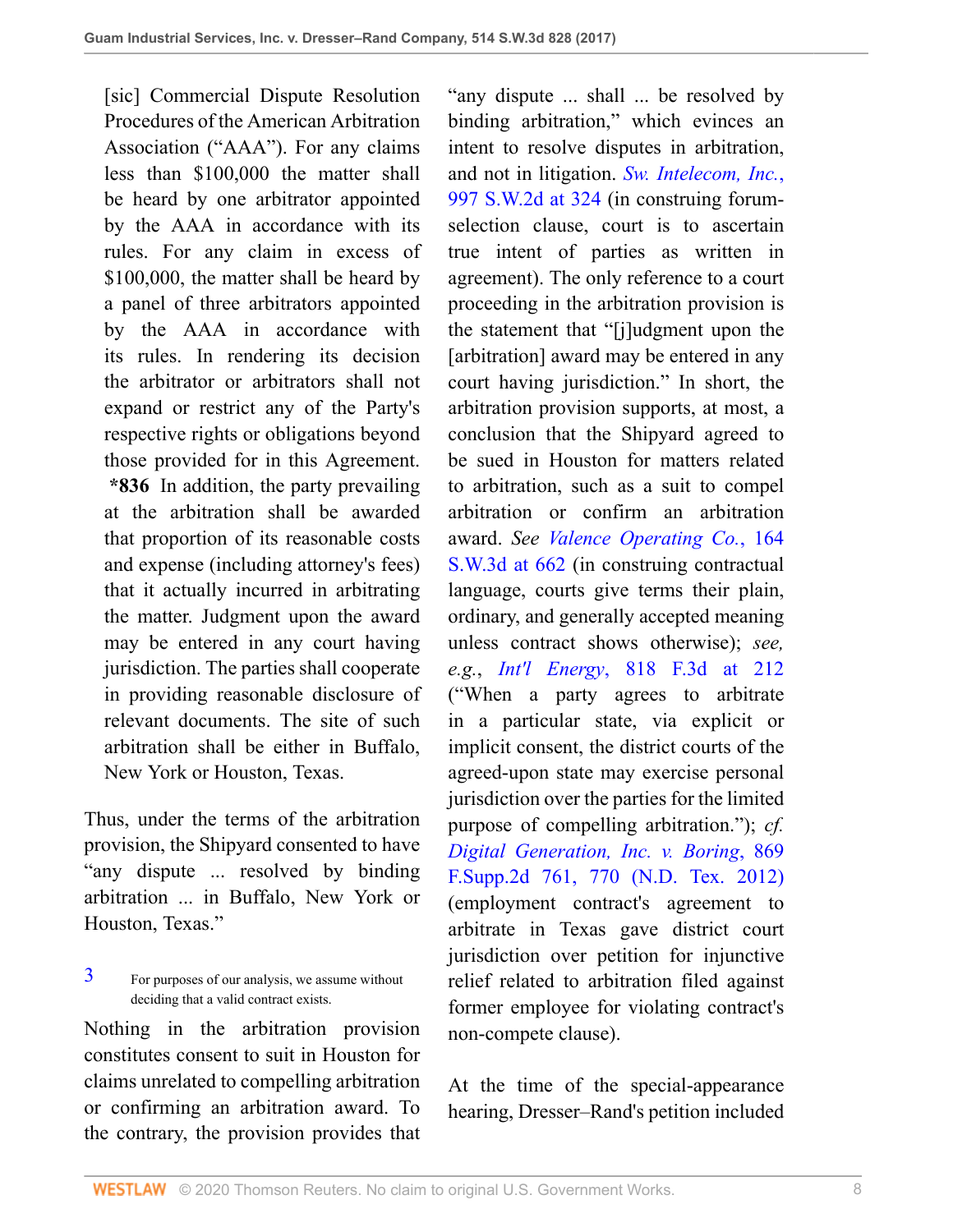[sic] Commercial Dispute Resolution Procedures of the American Arbitration Association ("AAA"). For any claims less than $100,000 the matter shall be heard by one arbitrator appointed by the AAA in accordance with its rules. For any claim in excess of $100,000, the matter shall be heard by a panel of three arbitrators appointed by the AAA in accordance with its rules. In rendering its decision the arbitrator or arbitrators shall not expand or restrict any of the Party's respective rights or obligations beyond those provided for in this Agreement. **\*836** In addition, the party prevailing at the arbitration shall be awarded that proportion of its reasonable costs and expense (including attorney's fees) that it actually incurred in arbitrating the matter. Judgment upon the award may be entered in any court having jurisdiction. The parties shall cooperate in providing reasonable disclosure of relevant documents. The site of such arbitration shall be either in Buffalo, New York or Houston, Texas.

Thus, under the terms of the arbitration provision, the Shipyard consented to have "any dispute ... resolved by binding arbitration ... in Buffalo, New York or Houston, Texas."

3 For purposes of our analysis, we assume without deciding that a valid contract exists.

Nothing in the arbitration provision constitutes consent to suit in Houston for claims unrelated to compelling arbitration or confirming an arbitration award. To the contrary, the provision provides that "any dispute ... shall ... be resolved by binding arbitration," which evinces an intent to resolve disputes in arbitration, and not in litigation. *Sw. Intelecom, Inc.*, 997 S.W.2d at 324 (in construing forum-selection clause, court is to ascertain true intent of parties as written in agreement). The only reference to a court proceeding in the arbitration provision is the statement that "[j]udgment upon the [arbitration] award may be entered in any court having jurisdiction." In short, the arbitration provision supports, at most, a conclusion that the Shipyard agreed to be sued in Houston for matters related to arbitration, such as a suit to compel arbitration or confirm an arbitration award. *See Valence Operating Co.*, 164 S.W.3d at 662 (in construing contractual language, courts give terms their plain, ordinary, and generally accepted meaning unless contract shows otherwise); *see, e.g.*, *Int'l Energy*, 818 F.3d at 212 ("When a party agrees to arbitrate in a particular state, via explicit or implicit consent, the district courts of the agreed-upon state may exercise personal jurisdiction over the parties for the limited purpose of compelling arbitration."); *cf. Digital Generation, Inc. v. Boring*, 869 F.Supp.2d 761, 770 (N.D. Tex. 2012) (employment contract's agreement to arbitrate in Texas gave district court jurisdiction over petition for injunctive relief related to arbitration filed against former employee for violating contract's non-compete clause).

At the time of the special-appearance hearing, Dresser–Rand's petition included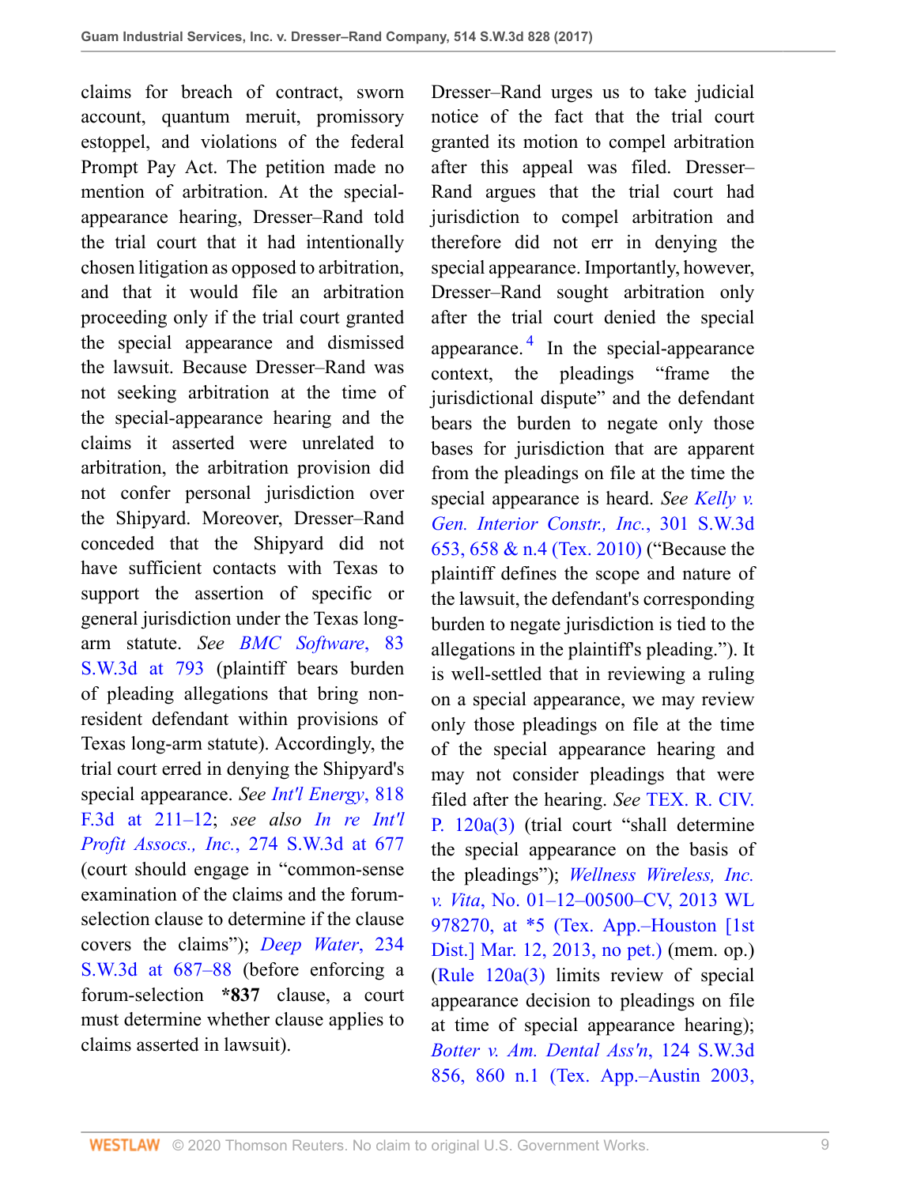claims for breach of contract, sworn account, quantum meruit, promissory estoppel, and violations of the federal Prompt Pay Act. The petition made no mention of arbitration. At the special-appearance hearing, Dresser–Rand told the trial court that it had intentionally chosen litigation as opposed to arbitration, and that it would file an arbitration proceeding only if the trial court granted the special appearance and dismissed the lawsuit. Because Dresser–Rand was not seeking arbitration at the time of the special-appearance hearing and the claims it asserted were unrelated to arbitration, the arbitration provision did not confer personal jurisdiction over the Shipyard. Moreover, Dresser–Rand conceded that the Shipyard did not have sufficient contacts with Texas to support the assertion of specific or general jurisdiction under the Texas long-arm statute. *See* *BMC Software*, 83 S.W.3d at 793 (plaintiff bears burden of pleading allegations that bring non-resident defendant within provisions of Texas long-arm statute). Accordingly, the trial court erred in denying the Shipyard's special appearance. *See* *Int'l Energy*, 818 F.3d at 211–12; *see also* *In re Int'l Profit Assocs., Inc.*, 274 S.W.3d at 677 (court should engage in "common-sense examination of the claims and the forum-selection clause to determine if the clause covers the claims"); *Deep Water*, 234 S.W.3d at 687–88 (before enforcing a forum-selection **\*837** clause, a court must determine whether clause applies to claims asserted in lawsuit).

Dresser–Rand urges us to take judicial notice of the fact that the trial court granted its motion to compel arbitration after this appeal was filed. Dresser–Rand argues that the trial court had jurisdiction to compel arbitration and therefore did not err in denying the special appearance. Importantly, however, Dresser–Rand sought arbitration only after the trial court denied the special appearance.[4] In the special-appearance context, the pleadings "frame the jurisdictional dispute" and the defendant bears the burden to negate only those bases for jurisdiction that are apparent from the pleadings on file at the time the special appearance is heard. *See* *Kelly v. Gen. Interior Constr., Inc.*, 301 S.W.3d 653, 658 & n.4 (Tex. 2010) ("Because the plaintiff defines the scope and nature of the lawsuit, the defendant's corresponding burden to negate jurisdiction is tied to the allegations in the plaintiff's pleading."). It is well-settled that in reviewing a ruling on a special appearance, we may review only those pleadings on file at the time of the special appearance hearing and may not consider pleadings that were filed after the hearing. *See* TEX. R. CIV. P. 120a(3) (trial court "shall determine the special appearance on the basis of the pleadings"); *Wellness Wireless, Inc. v. Vita*, No. 01–12–00500–CV, 2013 WL 978270, at \*5 (Tex. App.–Houston [1st Dist.] Mar. 12, 2013, no pet.) (mem. op.) (Rule 120a(3) limits review of special appearance decision to pleadings on file at time of special appearance hearing); *Botter v. Am. Dental Ass'n*, 124 S.W.3d 856, 860 n.1 (Tex. App.–Austin 2003,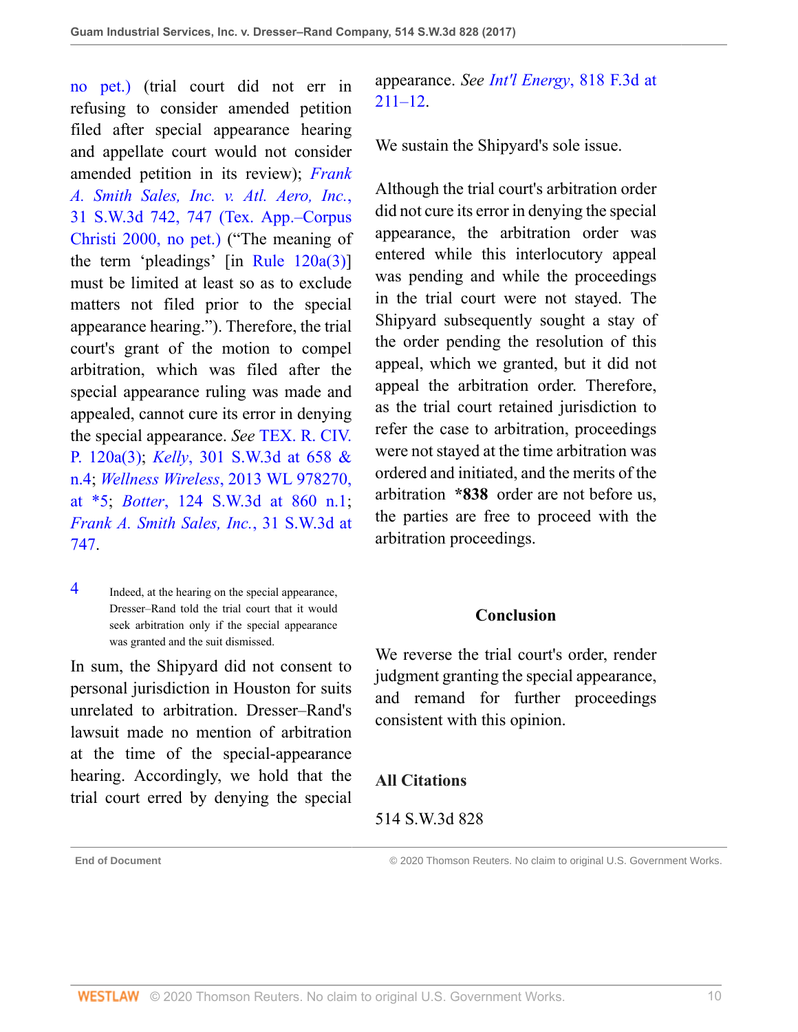no pet.) (trial court did not err in refusing to consider amended petition filed after special appearance hearing and appellate court would not consider amended petition in its review); *Frank A. Smith Sales, Inc. v. Atl. Aero, Inc.*, 31 S.W.3d 742, 747 (Tex. App.–Corpus Christi 2000, no pet.) ("The meaning of the term 'pleadings' [in Rule 120a(3)] must be limited at least so as to exclude matters not filed prior to the special appearance hearing."). Therefore, the trial court's grant of the motion to compel arbitration, which was filed after the special appearance ruling was made and appealed, cannot cure its error in denying the special appearance. *See* TEX. R. CIV. P. 120a(3); *Kelly*, 301 S.W.3d at 658 & n.4; *Wellness Wireless*, 2013 WL 978270, at *5; *Botter*, 124 S.W.3d at 860 n.1; *Frank A. Smith Sales, Inc.*, 31 S.W.3d at 747.

4 Indeed, at the hearing on the special appearance, Dresser–Rand told the trial court that it would seek arbitration only if the special appearance was granted and the suit dismissed.

In sum, the Shipyard did not consent to personal jurisdiction in Houston for suits unrelated to arbitration. Dresser–Rand's lawsuit made no mention of arbitration at the time of the special-appearance hearing. Accordingly, we hold that the trial court erred by denying the special appearance. *See Int'l Energy*, 818 F.3d at 211–12.

We sustain the Shipyard's sole issue.

Although the trial court's arbitration order did not cure its error in denying the special appearance, the arbitration order was entered while this interlocutory appeal was pending and while the proceedings in the trial court were not stayed. The Shipyard subsequently sought a stay of the order pending the resolution of this appeal, which we granted, but it did not appeal the arbitration order. Therefore, as the trial court retained jurisdiction to refer the case to arbitration, proceedings were not stayed at the time arbitration was ordered and initiated, and the merits of the arbitration **\*838** order are not before us, the parties are free to proceed with the arbitration proceedings.

## Conclusion

We reverse the trial court's order, render judgment granting the special appearance, and remand for further proceedings consistent with this opinion.

## All Citations

514 S.W.3d 828